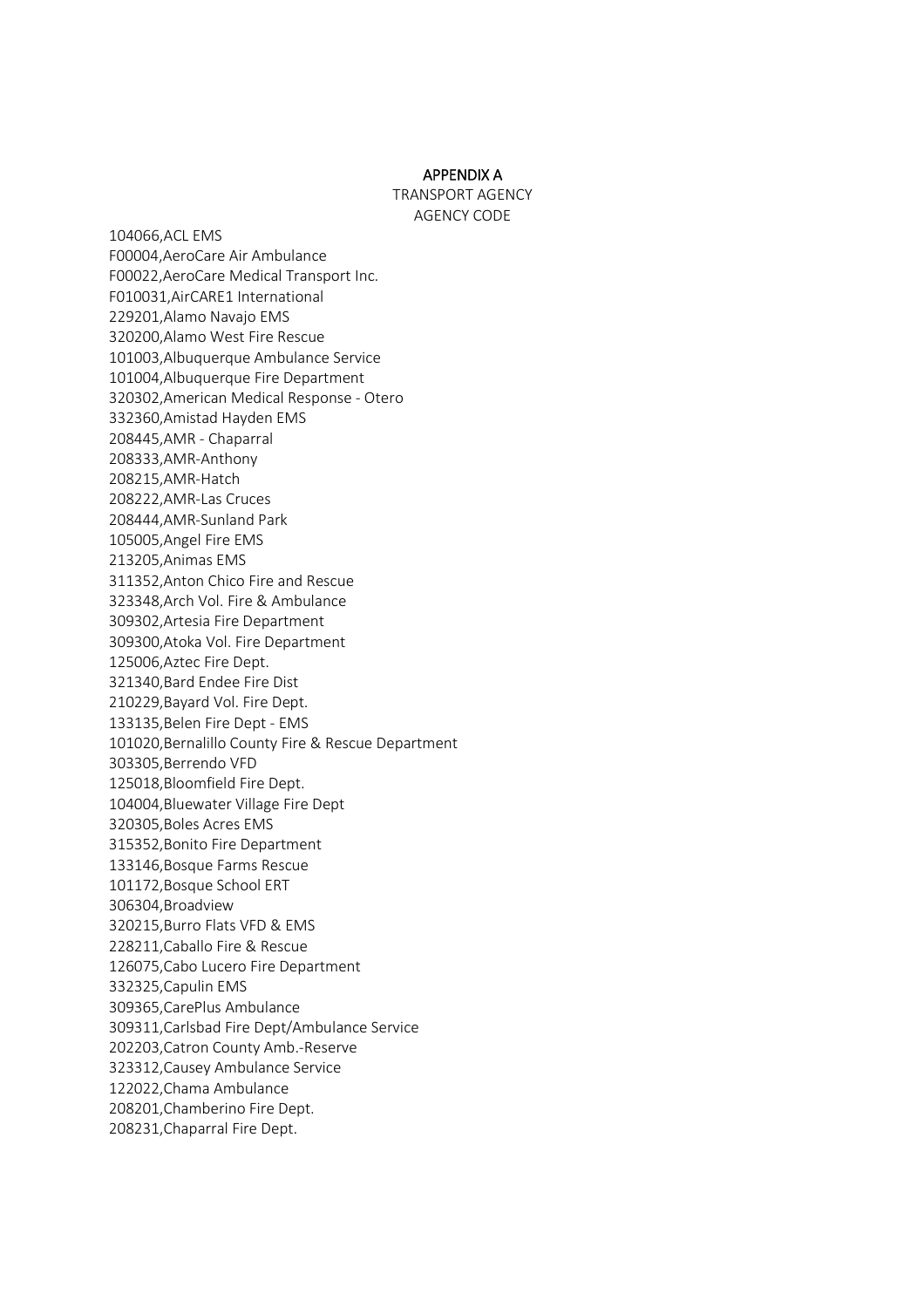# APPENDIX A

TRANSPORT AGENCY

AGENCY CODE

104066,ACL EMS
F00004,AeroCare Air Ambulance
F00022,AeroCare Medical Transport Inc.
F010031,AirCARE1 International
229201,Alamo Navajo EMS
320200,Alamo West Fire Rescue
101003,Albuquerque Ambulance Service
101004,Albuquerque Fire Department
320302,American Medical Response - Otero
332360,Amistad Hayden EMS
208445,AMR - Chaparral
208333,AMR-Anthony
208215,AMR-Hatch
208222,AMR-Las Cruces
208444,AMR-Sunland Park
105005,Angel Fire EMS
213205,Animas EMS
311352,Anton Chico Fire and Rescue
323348,Arch Vol. Fire & Ambulance
309302,Artesia Fire Department
309300,Atoka Vol. Fire Department
125006,Aztec Fire Dept.
321340,Bard Endee Fire Dist
210229,Bayard Vol. Fire Dept.
133135,Belen Fire Dept - EMS
101020,Bernalillo County Fire & Rescue Department
303305,Berrendo VFD
125018,Bloomfield Fire Dept.
104004,Bluewater Village Fire Dept
320305,Boles Acres EMS
315352,Bonito Fire Department
133146,Bosque Farms Rescue
101172,Bosque School ERT
306304,Broadview
320215,Burro Flats VFD & EMS
228211,Caballo Fire & Rescue
126075,Cabo Lucero Fire Department
332325,Capulin EMS
309365,CarePlus Ambulance
309311,Carlsbad Fire Dept/Ambulance Service
202203,Catron County Amb.-Reserve
323312,Causey Ambulance Service
122022,Chama Ambulance
208201,Chamberino Fire Dept.
208231,Chaparral Fire Dept.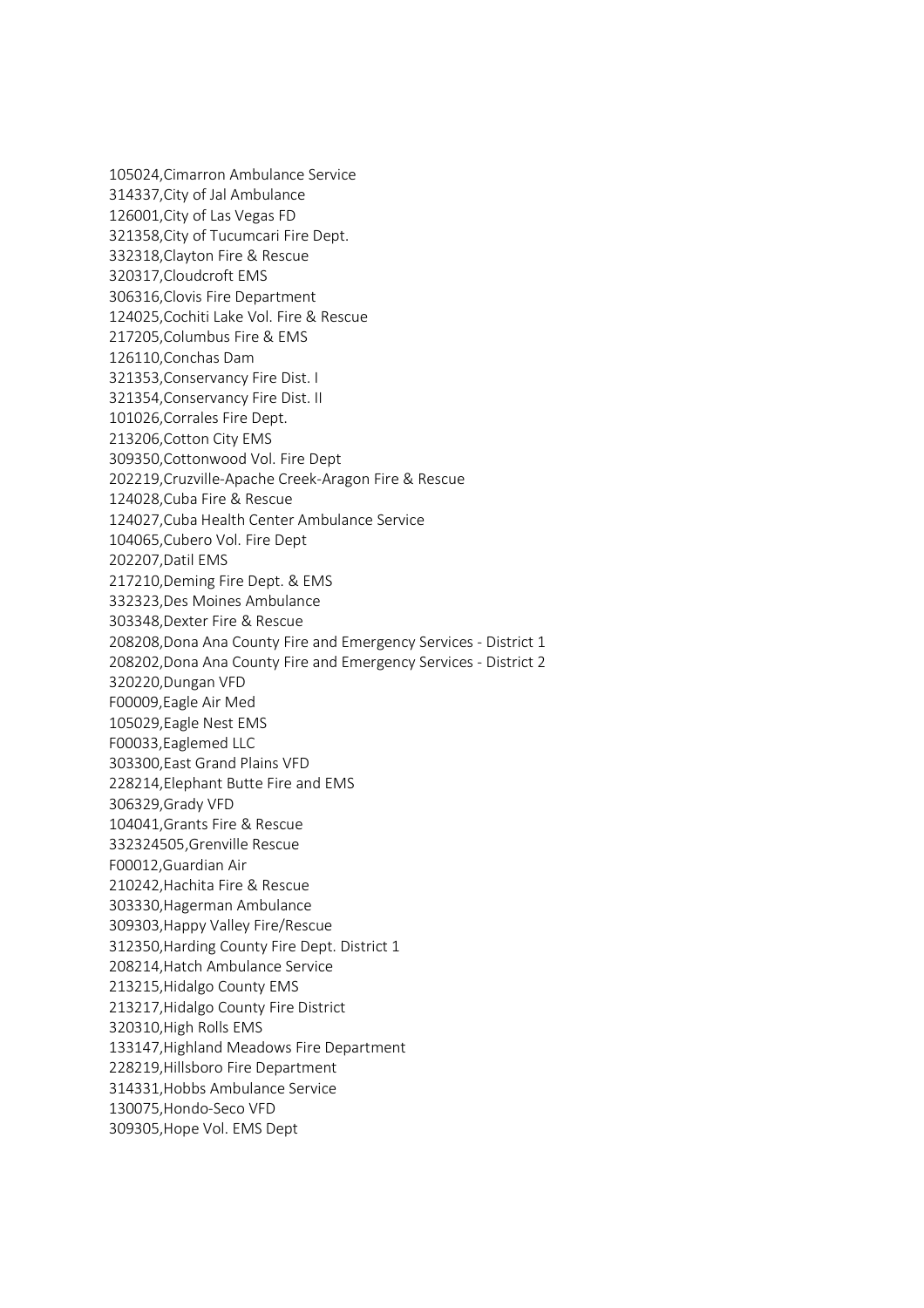105024,Cimarron Ambulance Service
314337,City of Jal Ambulance
126001,City of Las Vegas FD
321358,City of Tucumcari Fire Dept.
332318,Clayton Fire & Rescue
320317,Cloudcroft EMS
306316,Clovis Fire Department
124025,Cochiti Lake Vol. Fire & Rescue
217205,Columbus Fire & EMS
126110,Conchas Dam
321353,Conservancy Fire Dist. I
321354,Conservancy Fire Dist. II
101026,Corrales Fire Dept.
213206,Cotton City EMS
309350,Cottonwood Vol. Fire Dept
202219,Cruzville-Apache Creek-Aragon Fire & Rescue
124028,Cuba Fire & Rescue
124027,Cuba Health Center Ambulance Service
104065,Cubero Vol. Fire Dept
202207,Datil EMS
217210,Deming Fire Dept. & EMS
332323,Des Moines Ambulance
303348,Dexter Fire & Rescue
208208,Dona Ana County Fire and Emergency Services - District 1
208202,Dona Ana County Fire and Emergency Services - District 2
320220,Dungan VFD
F00009,Eagle Air Med
105029,Eagle Nest EMS
F00033,Eaglemed LLC
303300,East Grand Plains VFD
228214,Elephant Butte Fire and EMS
306329,Grady VFD
104041,Grants Fire & Rescue
332324505,Grenville Rescue
F00012,Guardian Air
210242,Hachita Fire & Rescue
303330,Hagerman Ambulance
309303,Happy Valley Fire/Rescue
312350,Harding County Fire Dept. District 1
208214,Hatch Ambulance Service
213215,Hidalgo County EMS
213217,Hidalgo County Fire District
320310,High Rolls EMS
133147,Highland Meadows Fire Department
228219,Hillsboro Fire Department
314331,Hobbs Ambulance Service
130075,Hondo-Seco VFD
309305,Hope Vol. EMS Dept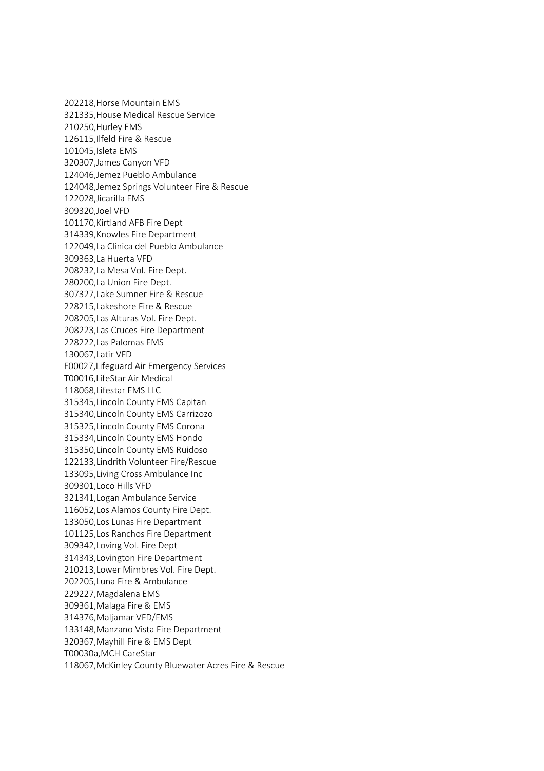202218,Horse Mountain EMS
321335,House Medical Rescue Service
210250,Hurley EMS
126115,Ilfeld Fire & Rescue
101045,Isleta EMS
320307,James Canyon VFD
124046,Jemez Pueblo Ambulance
124048,Jemez Springs Volunteer Fire & Rescue
122028,Jicarilla EMS
309320,Joel VFD
101170,Kirtland AFB Fire Dept
314339,Knowles Fire Department
122049,La Clinica del Pueblo Ambulance
309363,La Huerta VFD
208232,La Mesa Vol. Fire Dept.
280200,La Union Fire Dept.
307327,Lake Sumner Fire & Rescue
228215,Lakeshore Fire & Rescue
208205,Las Alturas Vol. Fire Dept.
208223,Las Cruces Fire Department
228222,Las Palomas EMS
130067,Latir VFD
F00027,Lifeguard Air Emergency Services
T00016,LifeStar Air Medical
118068,Lifestar EMS LLC
315345,Lincoln County EMS Capitan
315340,Lincoln County EMS Carrizozo
315325,Lincoln County EMS Corona
315334,Lincoln County EMS Hondo
315350,Lincoln County EMS Ruidoso
122133,Lindrith Volunteer Fire/Rescue
133095,Living Cross Ambulance Inc
309301,Loco Hills VFD
321341,Logan Ambulance Service
116052,Los Alamos County Fire Dept.
133050,Los Lunas Fire Department
101125,Los Ranchos Fire Department
309342,Loving Vol. Fire Dept
314343,Lovington Fire Department
210213,Lower Mimbres Vol. Fire Dept.
202205,Luna Fire & Ambulance
229227,Magdalena EMS
309361,Malaga Fire & EMS
314376,Maljamar VFD/EMS
133148,Manzano Vista Fire Department
320367,Mayhill Fire & EMS Dept
T00030a,MCH CareStar
118067,McKinley County Bluewater Acres Fire & Rescue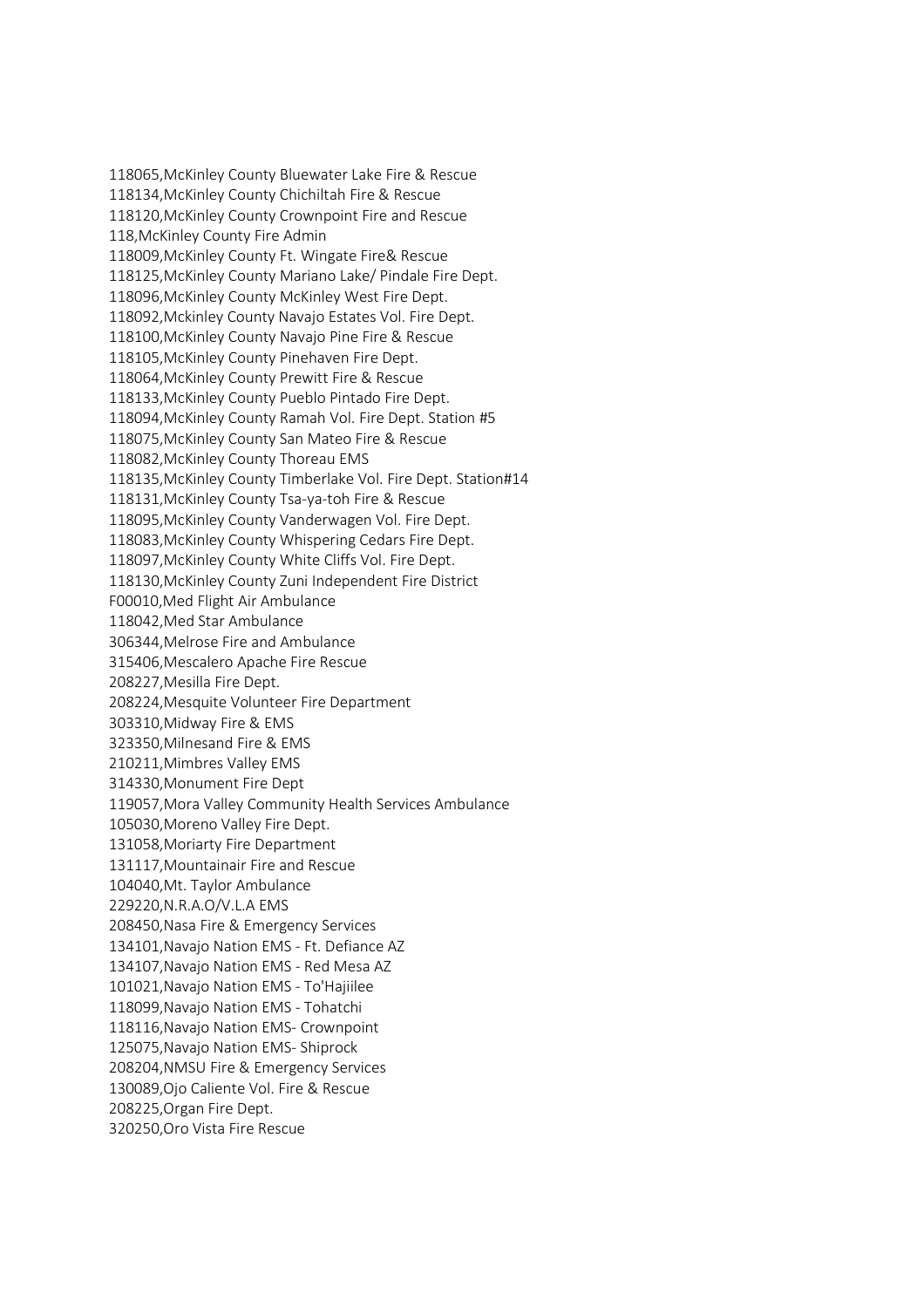118065,McKinley County Bluewater Lake Fire & Rescue
118134,McKinley County Chichiltah Fire & Rescue
118120,McKinley County Crownpoint Fire and Rescue
118,McKinley County Fire Admin
118009,McKinley County Ft. Wingate Fire& Rescue
118125,McKinley County Mariano Lake/ Pindale Fire Dept.
118096,McKinley County McKinley West Fire Dept.
118092,Mckinley County Navajo Estates Vol. Fire Dept.
118100,McKinley County Navajo Pine Fire & Rescue
118105,McKinley County Pinehaven Fire Dept.
118064,McKinley County Prewitt Fire & Rescue
118133,McKinley County Pueblo Pintado Fire Dept.
118094,McKinley County Ramah Vol. Fire Dept. Station #5
118075,McKinley County San Mateo Fire & Rescue
118082,McKinley County Thoreau EMS
118135,McKinley County Timberlake Vol. Fire Dept. Station#14
118131,McKinley County Tsa-ya-toh Fire & Rescue
118095,McKinley County Vanderwagen Vol. Fire Dept.
118083,McKinley County Whispering Cedars Fire Dept.
118097,McKinley County White Cliffs Vol. Fire Dept.
118130,McKinley County Zuni Independent Fire District
F00010,Med Flight Air Ambulance
118042,Med Star Ambulance
306344,Melrose Fire and Ambulance
315406,Mescalero Apache Fire Rescue
208227,Mesilla Fire Dept.
208224,Mesquite Volunteer Fire Department
303310,Midway Fire & EMS
323350,Milnesand Fire & EMS
210211,Mimbres Valley EMS
314330,Monument Fire Dept
119057,Mora Valley Community Health Services Ambulance
105030,Moreno Valley Fire Dept.
131058,Moriarty Fire Department
131117,Mountainair Fire and Rescue
104040,Mt. Taylor Ambulance
229220,N.R.A.O/V.L.A EMS
208450,Nasa Fire & Emergency Services
134101,Navajo Nation EMS - Ft. Defiance AZ
134107,Navajo Nation EMS - Red Mesa AZ
101021,Navajo Nation EMS - To'Hajiilee
118099,Navajo Nation EMS - Tohatchi
118116,Navajo Nation EMS- Crownpoint
125075,Navajo Nation EMS- Shiprock
208204,NMSU Fire & Emergency Services
130089,Ojo Caliente Vol. Fire & Rescue
208225,Organ Fire Dept.
320250,Oro Vista Fire Rescue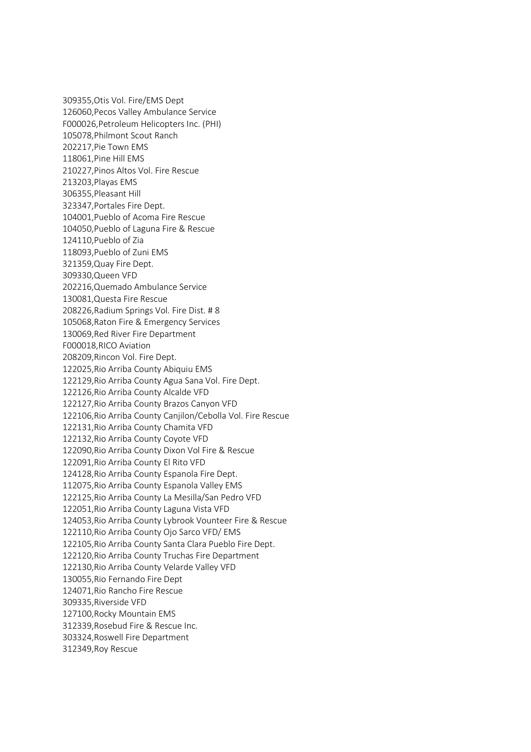309355,Otis Vol. Fire/EMS Dept
126060,Pecos Valley Ambulance Service
F000026,Petroleum Helicopters Inc. (PHI)
105078,Philmont Scout Ranch
202217,Pie Town EMS
118061,Pine Hill EMS
210227,Pinos Altos Vol. Fire Rescue
213203,Playas EMS
306355,Pleasant Hill
323347,Portales Fire Dept.
104001,Pueblo of Acoma Fire Rescue
104050,Pueblo of Laguna Fire & Rescue
124110,Pueblo of Zia
118093,Pueblo of Zuni EMS
321359,Quay Fire Dept.
309330,Queen VFD
202216,Quemado Ambulance Service
130081,Questa Fire Rescue
208226,Radium Springs Vol. Fire Dist. # 8
105068,Raton Fire & Emergency Services
130069,Red River Fire Department
F000018,RICO Aviation
208209,Rincon Vol. Fire Dept.
122025,Rio Arriba County Abiquiu EMS
122129,Rio Arriba County Agua Sana Vol. Fire Dept.
122126,Rio Arriba County Alcalde VFD
122127,Rio Arriba County Brazos Canyon VFD
122106,Rio Arriba County Canjilon/Cebolla Vol. Fire Rescue
122131,Rio Arriba County Chamita VFD
122132,Rio Arriba County Coyote VFD
122090,Rio Arriba County Dixon Vol Fire & Rescue
122091,Rio Arriba County El Rito VFD
124128,Rio Arriba County Espanola Fire Dept.
112075,Rio Arriba County Espanola Valley EMS
122125,Rio Arriba County La Mesilla/San Pedro VFD
122051,Rio Arriba County Laguna Vista VFD
124053,Rio Arriba County Lybrook Vounteer Fire & Rescue
122110,Rio Arriba County Ojo Sarco VFD/ EMS
122105,Rio Arriba County Santa Clara Pueblo Fire Dept.
122120,Rio Arriba County Truchas Fire Department
122130,Rio Arriba County Velarde Valley VFD
130055,Rio Fernando Fire Dept
124071,Rio Rancho Fire Rescue
309335,Riverside VFD
127100,Rocky Mountain EMS
312339,Rosebud Fire & Rescue Inc.
303324,Roswell Fire Department
312349,Roy Rescue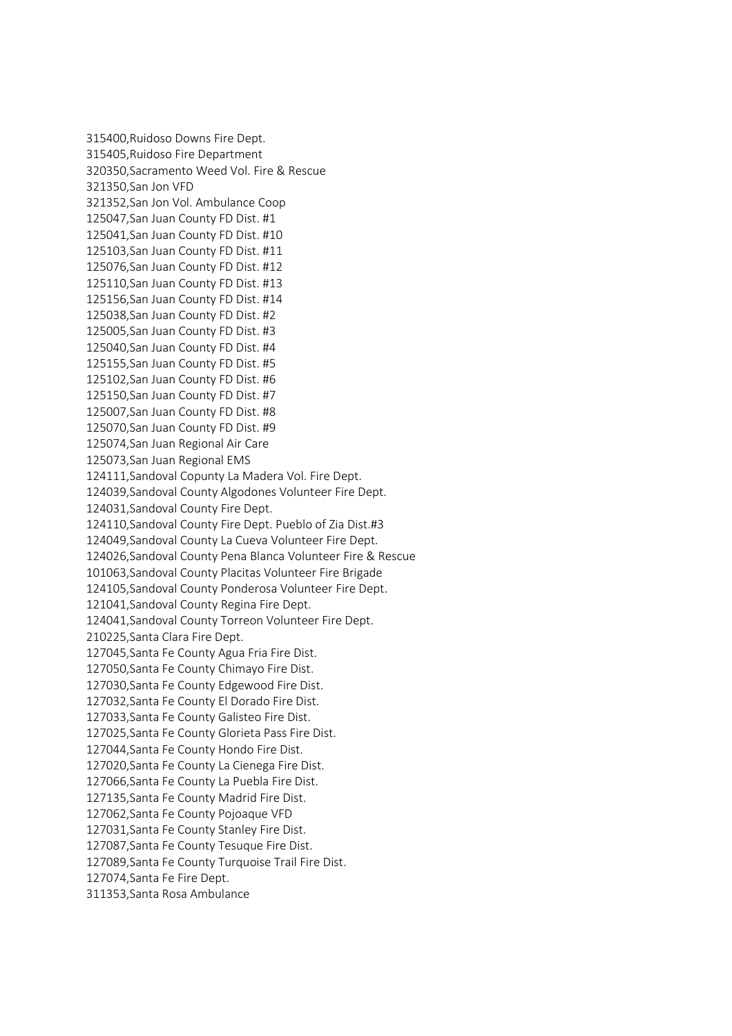315400,Ruidoso Downs Fire Dept.
315405,Ruidoso Fire Department
320350,Sacramento Weed Vol. Fire & Rescue
321350,San Jon VFD
321352,San Jon Vol. Ambulance Coop
125047,San Juan County FD Dist. #1
125041,San Juan County FD Dist. #10
125103,San Juan County FD Dist. #11
125076,San Juan County FD Dist. #12
125110,San Juan County FD Dist. #13
125156,San Juan County FD Dist. #14
125038,San Juan County FD Dist. #2
125005,San Juan County FD Dist. #3
125040,San Juan County FD Dist. #4
125155,San Juan County FD Dist. #5
125102,San Juan County FD Dist. #6
125150,San Juan County FD Dist. #7
125007,San Juan County FD Dist. #8
125070,San Juan County FD Dist. #9
125074,San Juan Regional Air Care
125073,San Juan Regional EMS
124111,Sandoval Copunty La Madera Vol. Fire Dept.
124039,Sandoval County Algodones Volunteer Fire Dept.
124031,Sandoval County Fire Dept.
124110,Sandoval County Fire Dept. Pueblo of Zia Dist.#3
124049,Sandoval County La Cueva Volunteer Fire Dept.
124026,Sandoval County Pena Blanca Volunteer Fire & Rescue
101063,Sandoval County Placitas Volunteer Fire Brigade
124105,Sandoval County Ponderosa Volunteer Fire Dept.
121041,Sandoval County Regina Fire Dept.
124041,Sandoval County Torreon Volunteer Fire Dept.
210225,Santa Clara Fire Dept.
127045,Santa Fe County Agua Fria Fire Dist.
127050,Santa Fe County Chimayo Fire Dist.
127030,Santa Fe County Edgewood Fire Dist.
127032,Santa Fe County El Dorado Fire Dist.
127033,Santa Fe County Galisteo Fire Dist.
127025,Santa Fe County Glorieta Pass Fire Dist.
127044,Santa Fe County Hondo Fire Dist.
127020,Santa Fe County La Cienega Fire Dist.
127066,Santa Fe County La Puebla Fire Dist.
127135,Santa Fe County Madrid Fire Dist.
127062,Santa Fe County Pojoaque VFD
127031,Santa Fe County Stanley Fire Dist.
127087,Santa Fe County Tesuque Fire Dist.
127089,Santa Fe County Turquoise Trail Fire Dist.
127074,Santa Fe Fire Dept.
311353,Santa Rosa Ambulance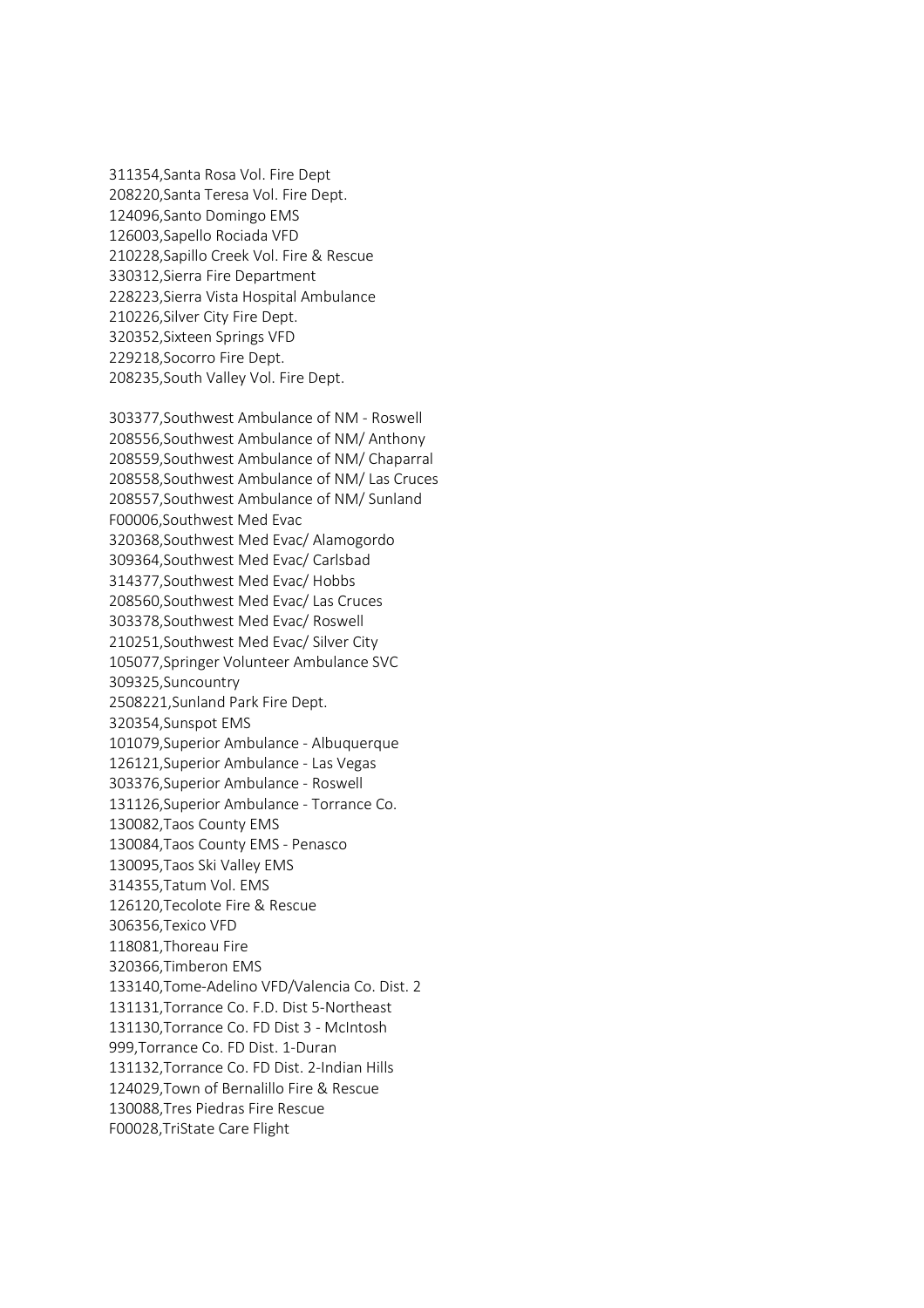311354,Santa Rosa Vol. Fire Dept
208220,Santa Teresa Vol. Fire Dept.
124096,Santo Domingo EMS
126003,Sapello Rociada VFD
210228,Sapillo Creek Vol. Fire & Rescue
330312,Sierra Fire Department
228223,Sierra Vista Hospital Ambulance
210226,Silver City Fire Dept.
320352,Sixteen Springs VFD
229218,Socorro Fire Dept.
208235,South Valley Vol. Fire Dept.

303377,Southwest Ambulance of NM - Roswell
208556,Southwest Ambulance of NM/ Anthony
208559,Southwest Ambulance of NM/ Chaparral
208558,Southwest Ambulance of NM/ Las Cruces
208557,Southwest Ambulance of NM/ Sunland
F00006,Southwest Med Evac
320368,Southwest Med Evac/ Alamogordo
309364,Southwest Med Evac/ Carlsbad
314377,Southwest Med Evac/ Hobbs
208560,Southwest Med Evac/ Las Cruces
303378,Southwest Med Evac/ Roswell
210251,Southwest Med Evac/ Silver City
105077,Springer Volunteer Ambulance SVC
309325,Suncountry
2508221,Sunland Park Fire Dept.
320354,Sunspot EMS
101079,Superior Ambulance - Albuquerque
126121,Superior Ambulance - Las Vegas
303376,Superior Ambulance - Roswell
131126,Superior Ambulance - Torrance Co.
130082,Taos County EMS
130084,Taos County EMS - Penasco
130095,Taos Ski Valley EMS
314355,Tatum Vol. EMS
126120,Tecolote Fire & Rescue
306356,Texico VFD
118081,Thoreau Fire
320366,Timberon EMS
133140,Tome-Adelino VFD/Valencia Co. Dist. 2
131131,Torrance Co. F.D. Dist 5-Northeast
131130,Torrance Co. FD Dist 3 - McIntosh
999,Torrance Co. FD Dist. 1-Duran
131132,Torrance Co. FD Dist. 2-Indian Hills
124029,Town of Bernalillo Fire & Rescue
130088,Tres Piedras Fire Rescue
F00028,TriState Care Flight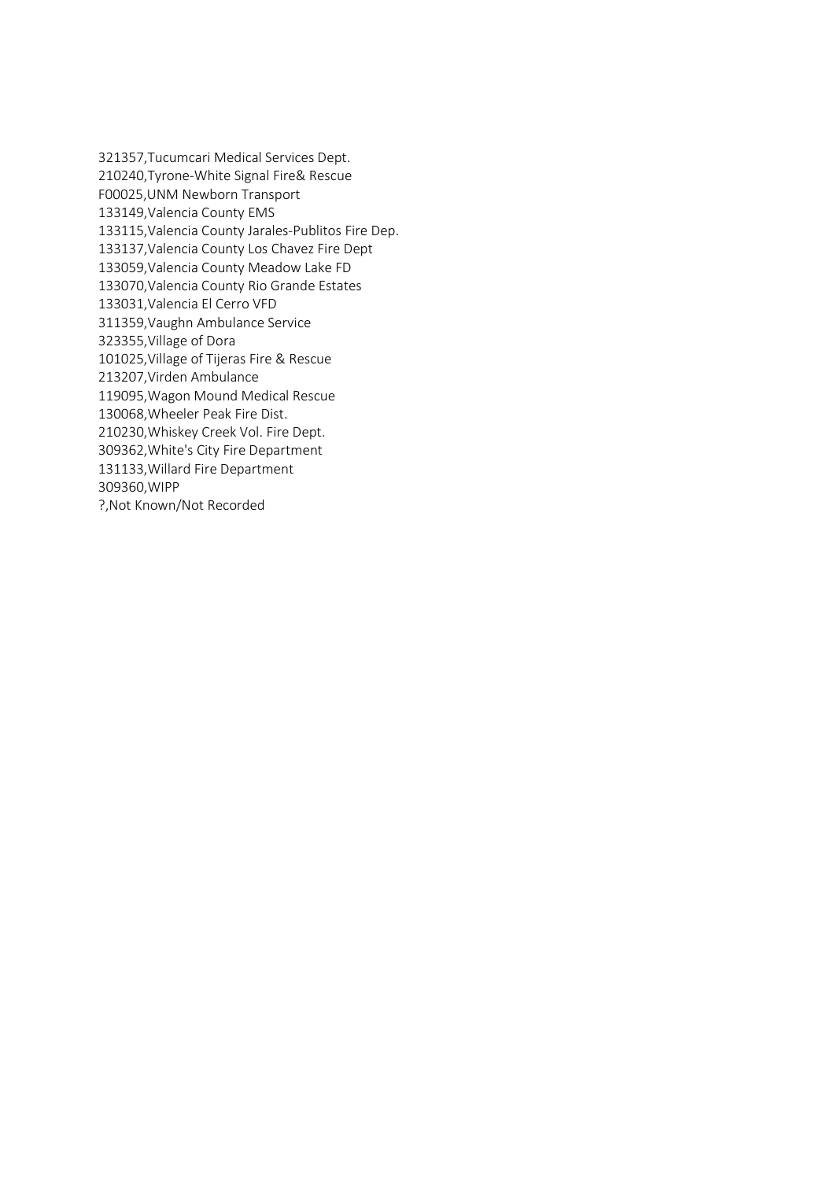321357,Tucumcari Medical Services Dept.
210240,Tyrone-White Signal Fire& Rescue
F00025,UNM Newborn Transport
133149,Valencia County EMS
133115,Valencia County Jarales-Publitos Fire Dep.
133137,Valencia County Los Chavez Fire Dept
133059,Valencia County Meadow Lake FD
133070,Valencia County Rio Grande Estates
133031,Valencia El Cerro VFD
311359,Vaughn Ambulance Service
323355,Village of Dora
101025,Village of Tijeras Fire & Rescue
213207,Virden Ambulance
119095,Wagon Mound Medical Rescue
130068,Wheeler Peak Fire Dist.
210230,Whiskey Creek Vol. Fire Dept.
309362,White's City Fire Department
131133,Willard Fire Department
309360,WIPP
?,Not Known/Not Recorded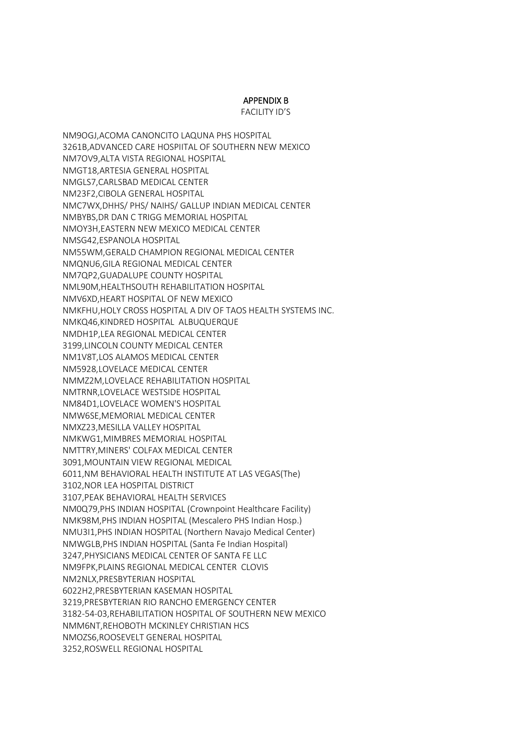**APPENDIX B**

FACILITY ID'S

NM9OGJ,ACOMA CANONCITO LAQUNA PHS HOSPITAL
3261B,ADVANCED CARE HOSPIITAL OF SOUTHERN NEW MEXICO
NM7OV9,ALTA VISTA REGIONAL HOSPITAL
NMGT18,ARTESIA GENERAL HOSPITAL
NMGLS7,CARLSBAD MEDICAL CENTER
NM23F2,CIBOLA GENERAL HOSPITAL
NMC7WX,DHHS/ PHS/ NAIHS/ GALLUP INDIAN MEDICAL CENTER
NMBYBS,DR DAN C TRIGG MEMORIAL HOSPITAL
NMOY3H,EASTERN NEW MEXICO MEDICAL CENTER
NMSG42,ESPANOLA HOSPITAL
NM55WM,GERALD CHAMPION REGIONAL MEDICAL CENTER
NMQNU6,GILA REGIONAL MEDICAL CENTER
NM7QP2,GUADALUPE COUNTY HOSPITAL
NML90M,HEALTHSOUTH REHABILITATION HOSPITAL
NMV6XD,HEART HOSPITAL OF NEW MEXICO
NMKFHU,HOLY CROSS HOSPITAL A DIV OF TAOS HEALTH SYSTEMS INC.
NMKQ46,KINDRED HOSPITAL ALBUQUERQUE
NMDH1P,LEA REGIONAL MEDICAL CENTER
3199,LINCOLN COUNTY MEDICAL CENTER
NM1V8T,LOS ALAMOS MEDICAL CENTER
NM5928,LOVELACE MEDICAL CENTER
NMMZ2M,LOVELACE REHABILITATION HOSPITAL
NMTRNR,LOVELACE WESTSIDE HOSPITAL
NM84D1,LOVELACE WOMEN'S HOSPITAL
NMW6SE,MEMORIAL MEDICAL CENTER
NMXZ23,MESILLA VALLEY HOSPITAL
NMKWG1,MIMBRES MEMORIAL HOSPITAL
NMTTRY,MINERS' COLFAX MEDICAL CENTER
3091,MOUNTAIN VIEW REGIONAL MEDICAL
6011,NM BEHAVIORAL HEALTH INSTITUTE AT LAS VEGAS(The)
3102,NOR LEA HOSPITAL DISTRICT
3107,PEAK BEHAVIORAL HEALTH SERVICES
NM0Q79,PHS INDIAN HOSPITAL (Crownpoint Healthcare Facility)
NMK98M,PHS INDIAN HOSPITAL (Mescalero PHS Indian Hosp.)
NMU3I1,PHS INDIAN HOSPITAL (Northern Navajo Medical Center)
NMWGLB,PHS INDIAN HOSPITAL (Santa Fe Indian Hospital)
3247,PHYSICIANS MEDICAL CENTER OF SANTA FE LLC
NM9FPK,PLAINS REGIONAL MEDICAL CENTER CLOVIS
NM2NLX,PRESBYTERIAN HOSPITAL
6022H2,PRESBYTERIAN KASEMAN HOSPITAL
3219,PRESBYTERIAN RIO RANCHO EMERGENCY CENTER
3182-54-03,REHABILITATION HOSPITAL OF SOUTHERN NEW MEXICO
NMM6NT,REHOBOTH MCKINLEY CHRISTIAN HCS
NMOZS6,ROOSEVELT GENERAL HOSPITAL
3252,ROSWELL REGIONAL HOSPITAL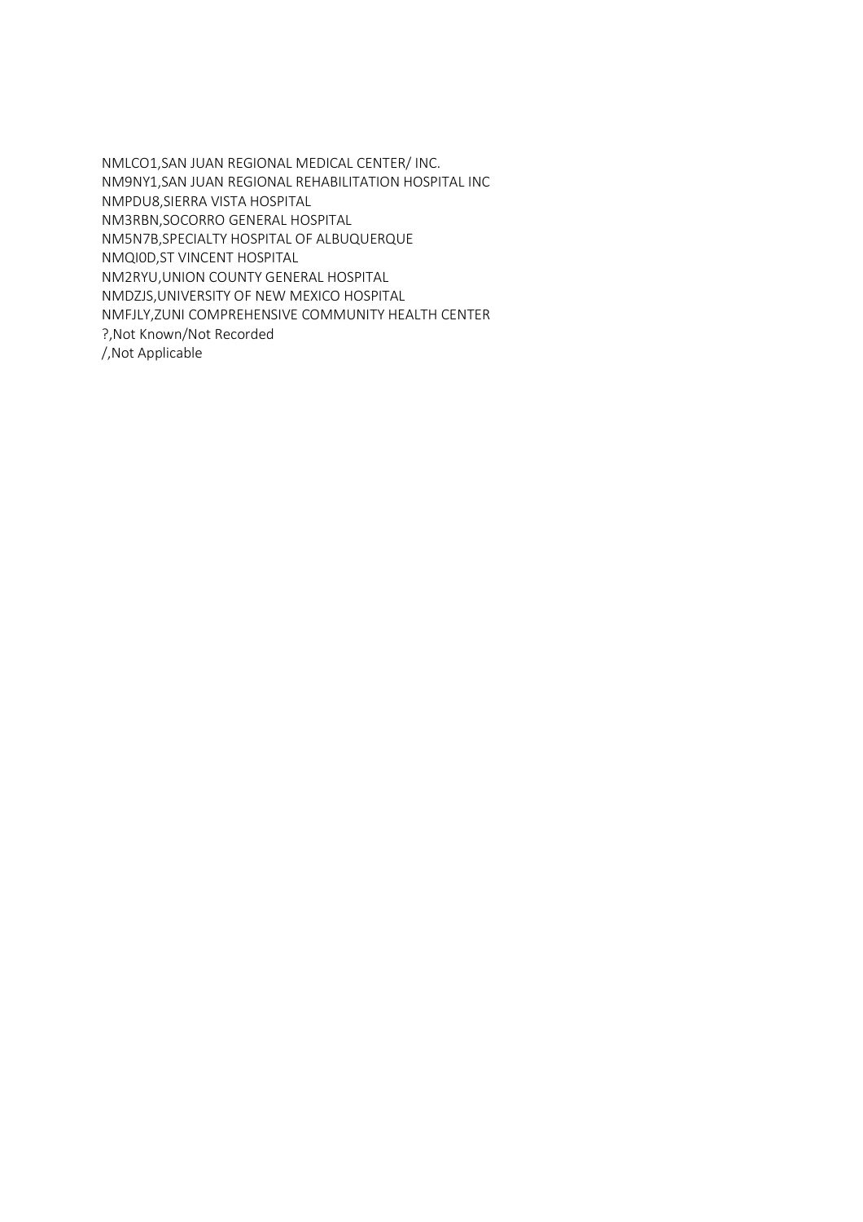NMLCO1,SAN JUAN REGIONAL MEDICAL CENTER/ INC.
NM9NY1,SAN JUAN REGIONAL REHABILITATION HOSPITAL INC
NMPDU8,SIERRA VISTA HOSPITAL
NM3RBN,SOCORRO GENERAL HOSPITAL
NM5N7B,SPECIALTY HOSPITAL OF ALBUQUERQUE
NMQI0D,ST VINCENT HOSPITAL
NM2RYU,UNION COUNTY GENERAL HOSPITAL
NMDZJS,UNIVERSITY OF NEW MEXICO HOSPITAL
NMFJLY,ZUNI COMPREHENSIVE COMMUNITY HEALTH CENTER
?,Not Known/Not Recorded
/,Not Applicable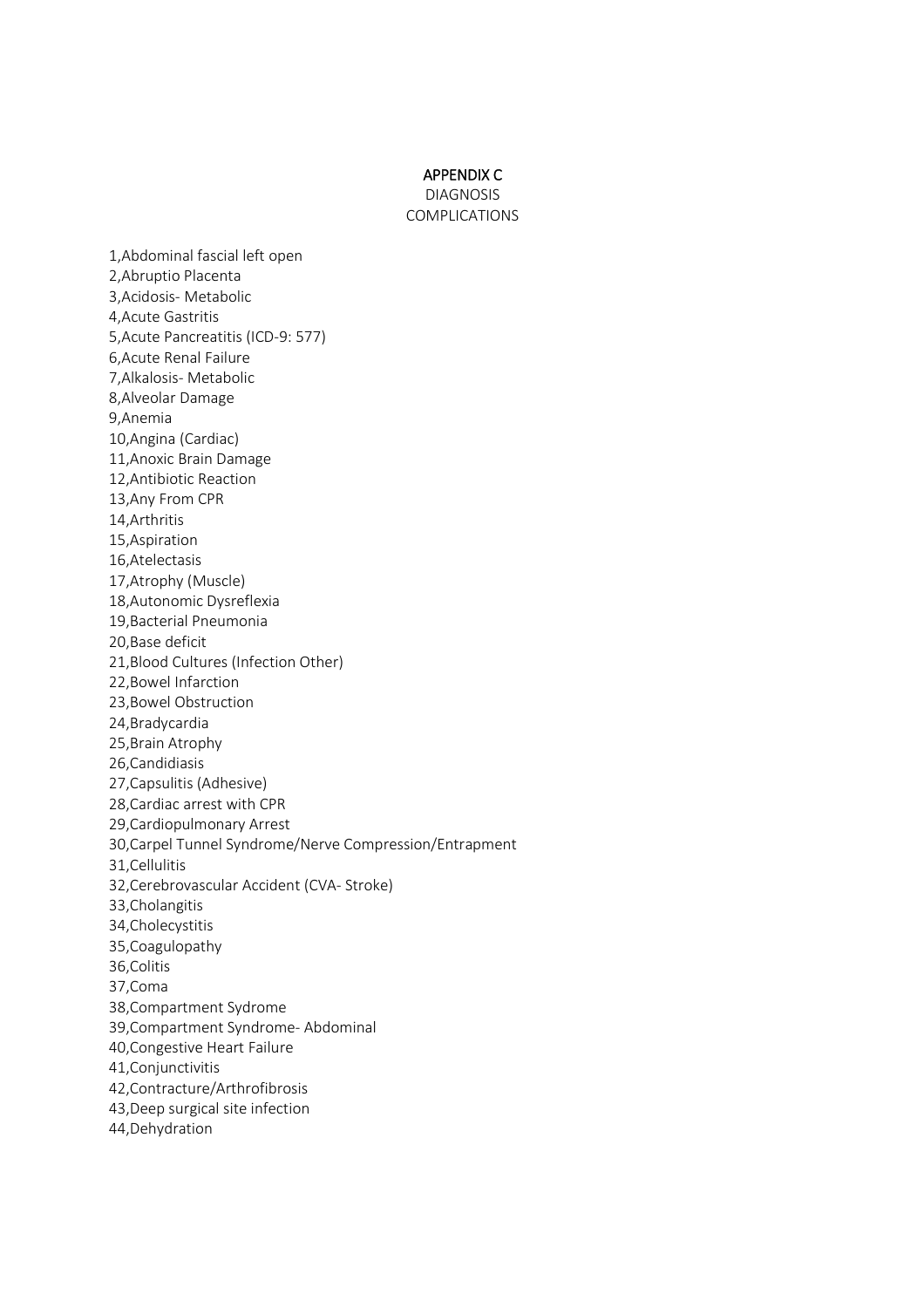# APPENDIX C

DIAGNOSIS

COMPLICATIONS

1,Abdominal fascial left open
2,Abruptio Placenta
3,Acidosis- Metabolic
4,Acute Gastritis
5,Acute Pancreatitis (ICD-9: 577)
6,Acute Renal Failure
7,Alkalosis- Metabolic
8,Alveolar Damage
9,Anemia
10,Angina (Cardiac)
11,Anoxic Brain Damage
12,Antibiotic Reaction
13,Any From CPR
14,Arthritis
15,Aspiration
16,Atelectasis
17,Atrophy (Muscle)
18,Autonomic Dysreflexia
19,Bacterial Pneumonia
20,Base deficit
21,Blood Cultures (Infection Other)
22,Bowel Infarction
23,Bowel Obstruction
24,Bradycardia
25,Brain Atrophy
26,Candidiasis
27,Capsulitis (Adhesive)
28,Cardiac arrest with CPR
29,Cardiopulmonary Arrest
30,Carpel Tunnel Syndrome/Nerve Compression/Entrapment
31,Cellulitis
32,Cerebrovascular Accident (CVA- Stroke)
33,Cholangitis
34,Cholecystitis
35,Coagulopathy
36,Colitis
37,Coma
38,Compartment Sydrome
39,Compartment Syndrome- Abdominal
40,Congestive Heart Failure
41,Conjunctivitis
42,Contracture/Arthrofibrosis
43,Deep surgical site infection
44,Dehydration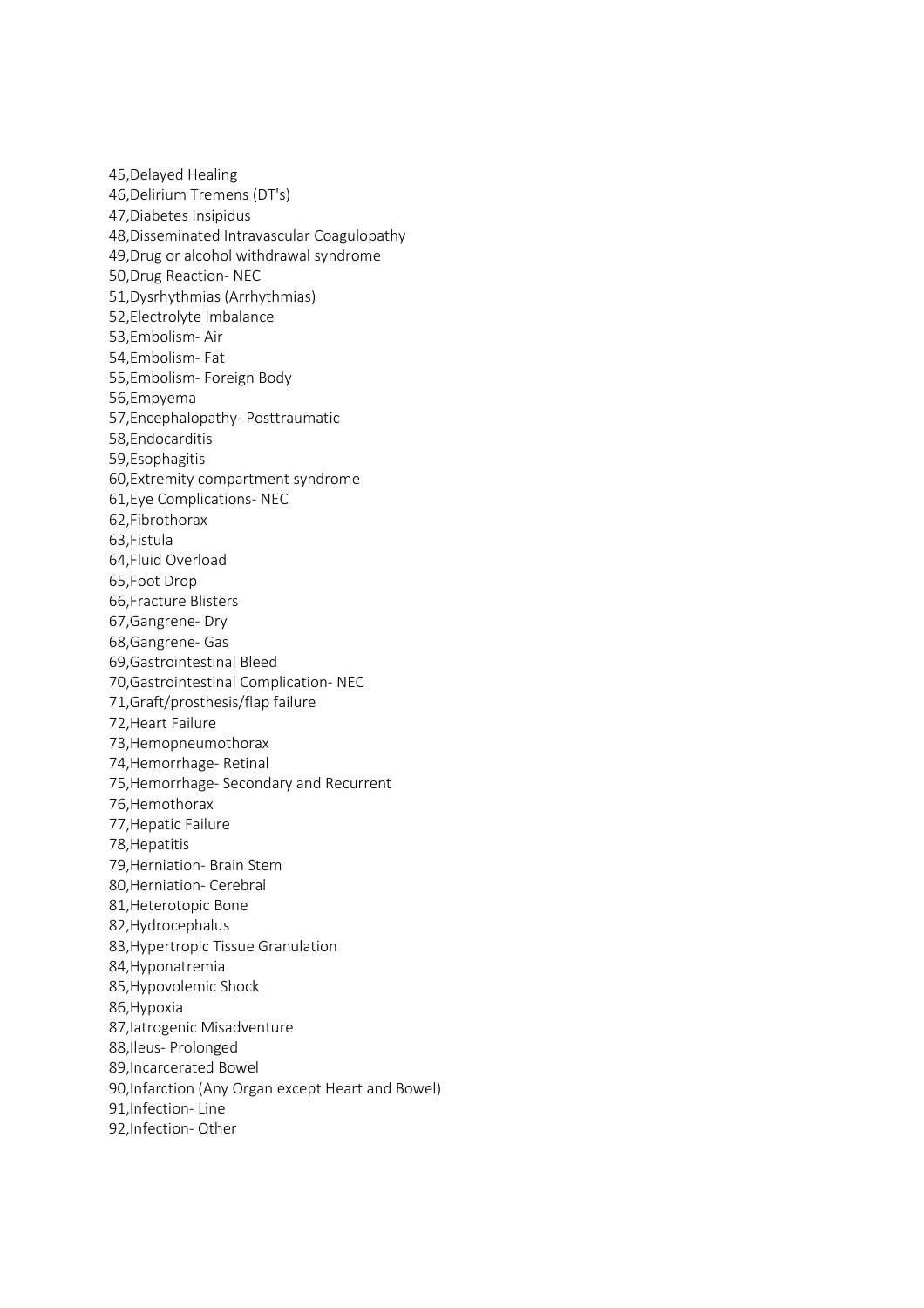45,Delayed Healing
46,Delirium Tremens (DT's)
47,Diabetes Insipidus
48,Disseminated Intravascular Coagulopathy
49,Drug or alcohol withdrawal syndrome
50,Drug Reaction- NEC
51,Dysrhythmias (Arrhythmias)
52,Electrolyte Imbalance
53,Embolism- Air
54,Embolism- Fat
55,Embolism- Foreign Body
56,Empyema
57,Encephalopathy- Posttraumatic
58,Endocarditis
59,Esophagitis
60,Extremity compartment syndrome
61,Eye Complications- NEC
62,Fibrothorax
63,Fistula
64,Fluid Overload
65,Foot Drop
66,Fracture Blisters
67,Gangrene- Dry
68,Gangrene- Gas
69,Gastrointestinal Bleed
70,Gastrointestinal Complication- NEC
71,Graft/prosthesis/flap failure
72,Heart Failure
73,Hemopneumothorax
74,Hemorrhage- Retinal
75,Hemorrhage- Secondary and Recurrent
76,Hemothorax
77,Hepatic Failure
78,Hepatitis
79,Herniation- Brain Stem
80,Herniation- Cerebral
81,Heterotopic Bone
82,Hydrocephalus
83,Hypertropic Tissue Granulation
84,Hyponatremia
85,Hypovolemic Shock
86,Hypoxia
87,Iatrogenic Misadventure
88,Ileus- Prolonged
89,Incarcerated Bowel
90,Infarction (Any Organ except Heart and Bowel)
91,Infection- Line
92,Infection- Other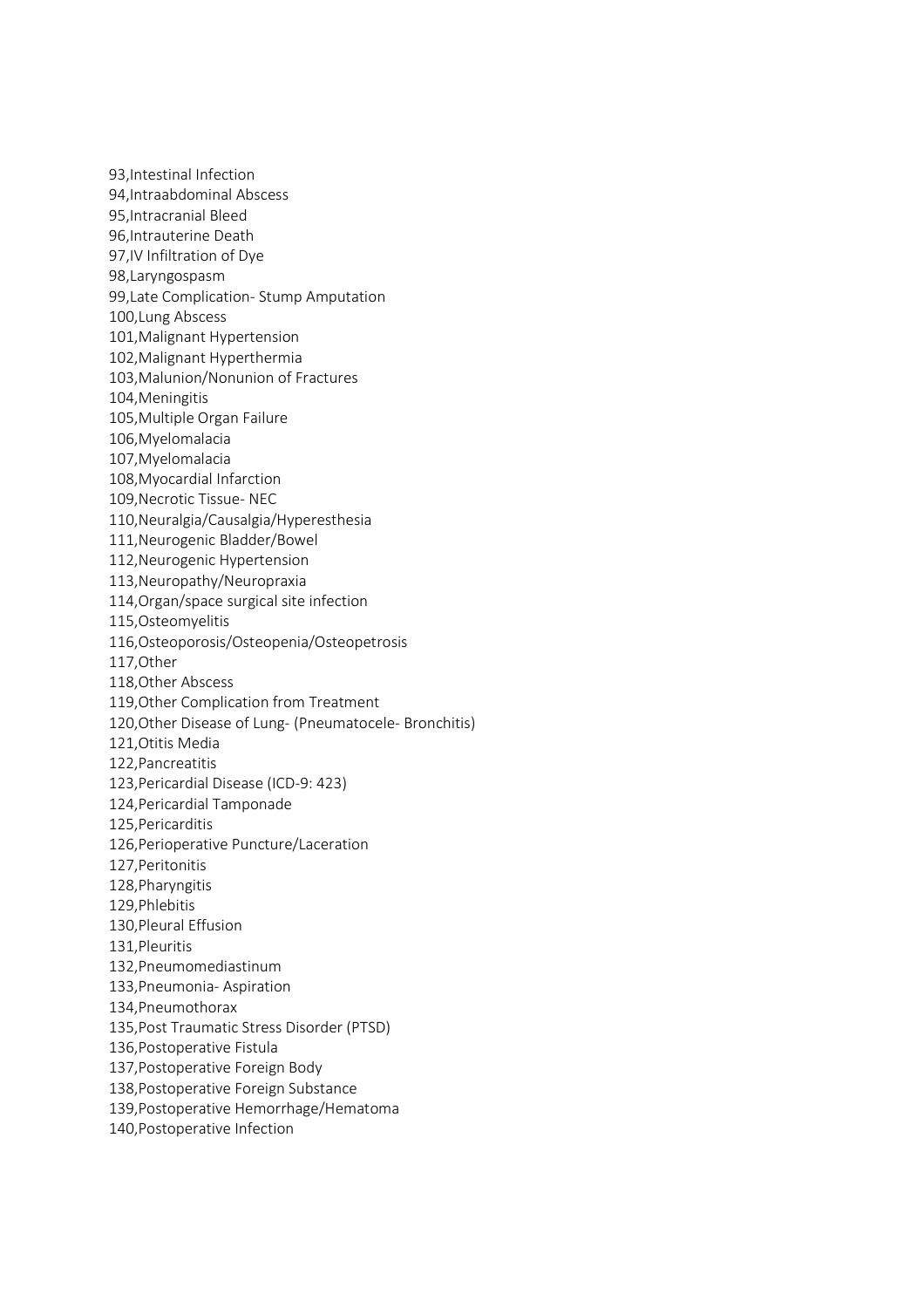93,Intestinal Infection
94,Intraabdominal Abscess
95,Intracranial Bleed
96,Intrauterine Death
97,IV Infiltration of Dye
98,Laryngospasm
99,Late Complication- Stump Amputation
100,Lung Abscess
101,Malignant Hypertension
102,Malignant Hyperthermia
103,Malunion/Nonunion of Fractures
104,Meningitis
105,Multiple Organ Failure
106,Myelomalacia
107,Myelomalacia
108,Myocardial Infarction
109,Necrotic Tissue- NEC
110,Neuralgia/Causalgia/Hyperesthesia
111,Neurogenic Bladder/Bowel
112,Neurogenic Hypertension
113,Neuropathy/Neuropraxia
114,Organ/space surgical site infection
115,Osteomyelitis
116,Osteoporosis/Osteopenia/Osteopetrosis
117,Other
118,Other Abscess
119,Other Complication from Treatment
120,Other Disease of Lung- (Pneumatocele- Bronchitis)
121,Otitis Media
122,Pancreatitis
123,Pericardial Disease (ICD-9: 423)
124,Pericardial Tamponade
125,Pericarditis
126,Perioperative Puncture/Laceration
127,Peritonitis
128,Pharyngitis
129,Phlebitis
130,Pleural Effusion
131,Pleuritis
132,Pneumomediastinum
133,Pneumonia- Aspiration
134,Pneumothorax
135,Post Traumatic Stress Disorder (PTSD)
136,Postoperative Fistula
137,Postoperative Foreign Body
138,Postoperative Foreign Substance
139,Postoperative Hemorrhage/Hematoma
140,Postoperative Infection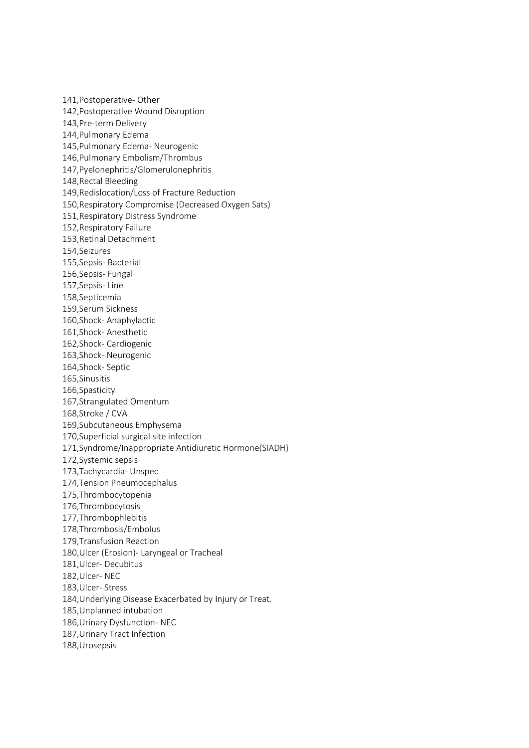141,Postoperative- Other
142,Postoperative Wound Disruption
143,Pre-term Delivery
144,Pulmonary Edema
145,Pulmonary Edema- Neurogenic
146,Pulmonary Embolism/Thrombus
147,Pyelonephritis/Glomerulonephritis
148,Rectal Bleeding
149,Redislocation/Loss of Fracture Reduction
150,Respiratory Compromise (Decreased Oxygen Sats)
151,Respiratory Distress Syndrome
152,Respiratory Failure
153,Retinal Detachment
154,Seizures
155,Sepsis- Bacterial
156,Sepsis- Fungal
157,Sepsis- Line
158,Septicemia
159,Serum Sickness
160,Shock- Anaphylactic
161,Shock- Anesthetic
162,Shock- Cardiogenic
163,Shock- Neurogenic
164,Shock- Septic
165,Sinusitis
166,Spasticity
167,Strangulated Omentum
168,Stroke / CVA
169,Subcutaneous Emphysema
170,Superficial surgical site infection
171,Syndrome/Inappropriate Antidiuretic Hormone(SIADH)
172,Systemic sepsis
173,Tachycardia- Unspec
174,Tension Pneumocephalus
175,Thrombocytopenia
176,Thrombocytosis
177,Thrombophlebitis
178,Thrombosis/Embolus
179,Transfusion Reaction
180,Ulcer (Erosion)- Laryngeal or Tracheal
181,Ulcer- Decubitus
182,Ulcer- NEC
183,Ulcer- Stress
184,Underlying Disease Exacerbated by Injury or Treat.
185,Unplanned intubation
186,Urinary Dysfunction- NEC
187,Urinary Tract Infection
188,Urosepsis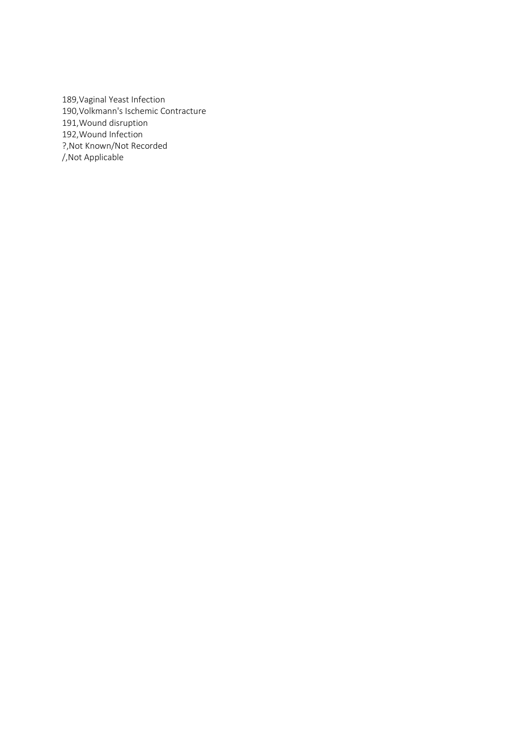189,Vaginal Yeast Infection
190,Volkmann's Ischemic Contracture
191,Wound disruption
192,Wound Infection
?,Not Known/Not Recorded
/,Not Applicable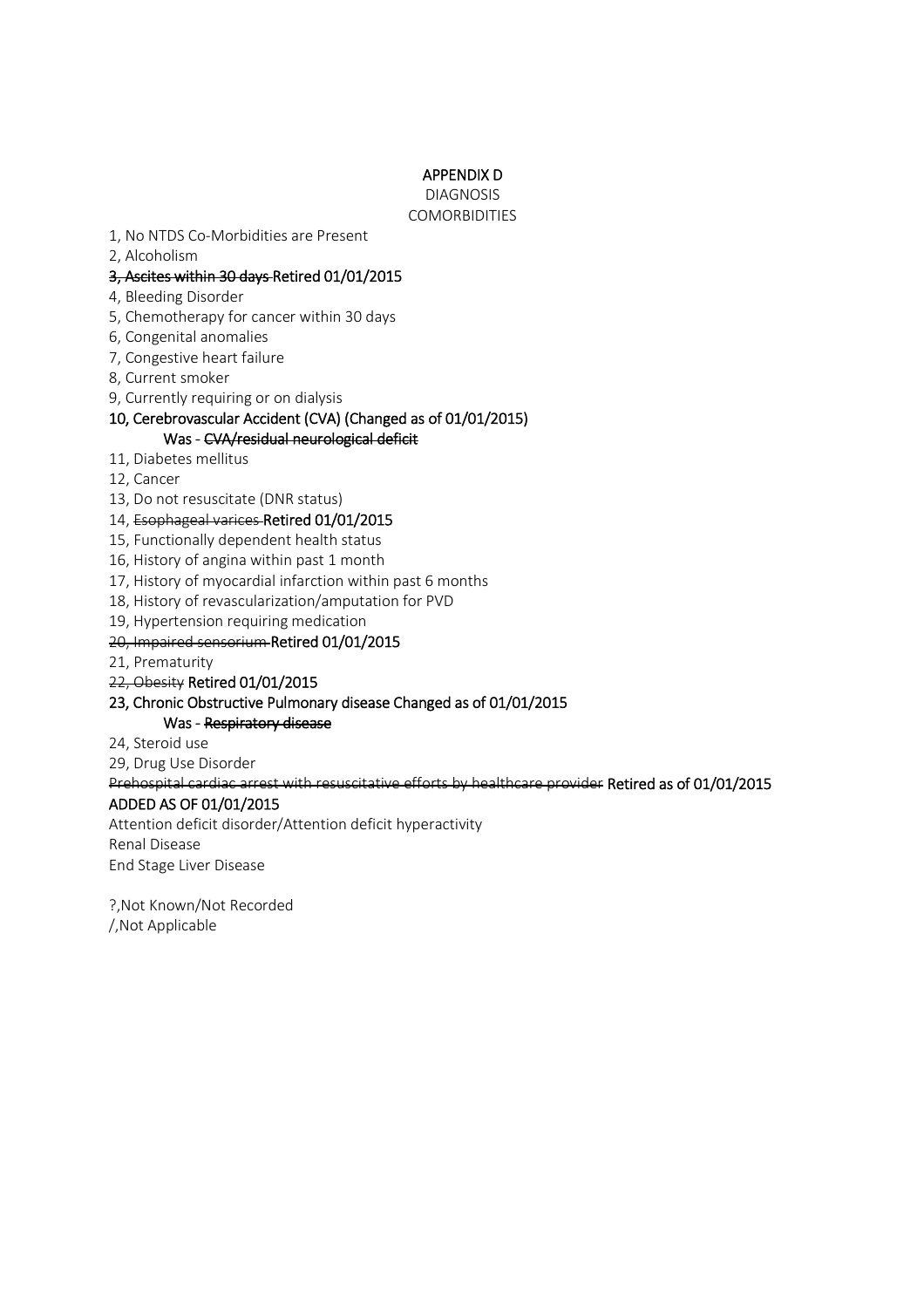**APPENDIX D**

DIAGNOSIS

COMORBIDITIES

1, No NTDS Co-Morbidities are Present

2, Alcoholism

**~~3, Ascites within 30 days~~ Retired 01/01/2015**

4, Bleeding Disorder

5, Chemotherapy for cancer within 30 days

6, Congenital anomalies

7, Congestive heart failure

8, Current smoker

9, Currently requiring or on dialysis

**10, Cerebrovascular Accident (CVA) (Changed as of 01/01/2015)**

**Was - ~~CVA/residual neurological deficit~~**

11, Diabetes mellitus

12, Cancer

13, Do not resuscitate (DNR status)

14, ~~Esophageal varices~~ **Retired 01/01/2015**

15, Functionally dependent health status

16, History of angina within past 1 month

17, History of myocardial infarction within past 6 months

18, History of revascularization/amputation for PVD

19, Hypertension requiring medication

~~20, Impaired sensorium~~ **Retired 01/01/2015**

21, Prematurity

~~22, Obesity~~ **Retired 01/01/2015**

**23, Chronic Obstructive Pulmonary disease Changed as of 01/01/2015**

**Was - ~~Respiratory disease~~**

24, Steroid use

29, Drug Use Disorder

~~Prehospital cardiac arrest with resuscitative efforts by healthcare provider~~ **Retired as of 01/01/2015**

**ADDED AS OF 01/01/2015**

Attention deficit disorder/Attention deficit hyperactivity

Renal Disease

End Stage Liver Disease

?,Not Known/Not Recorded

/,Not Applicable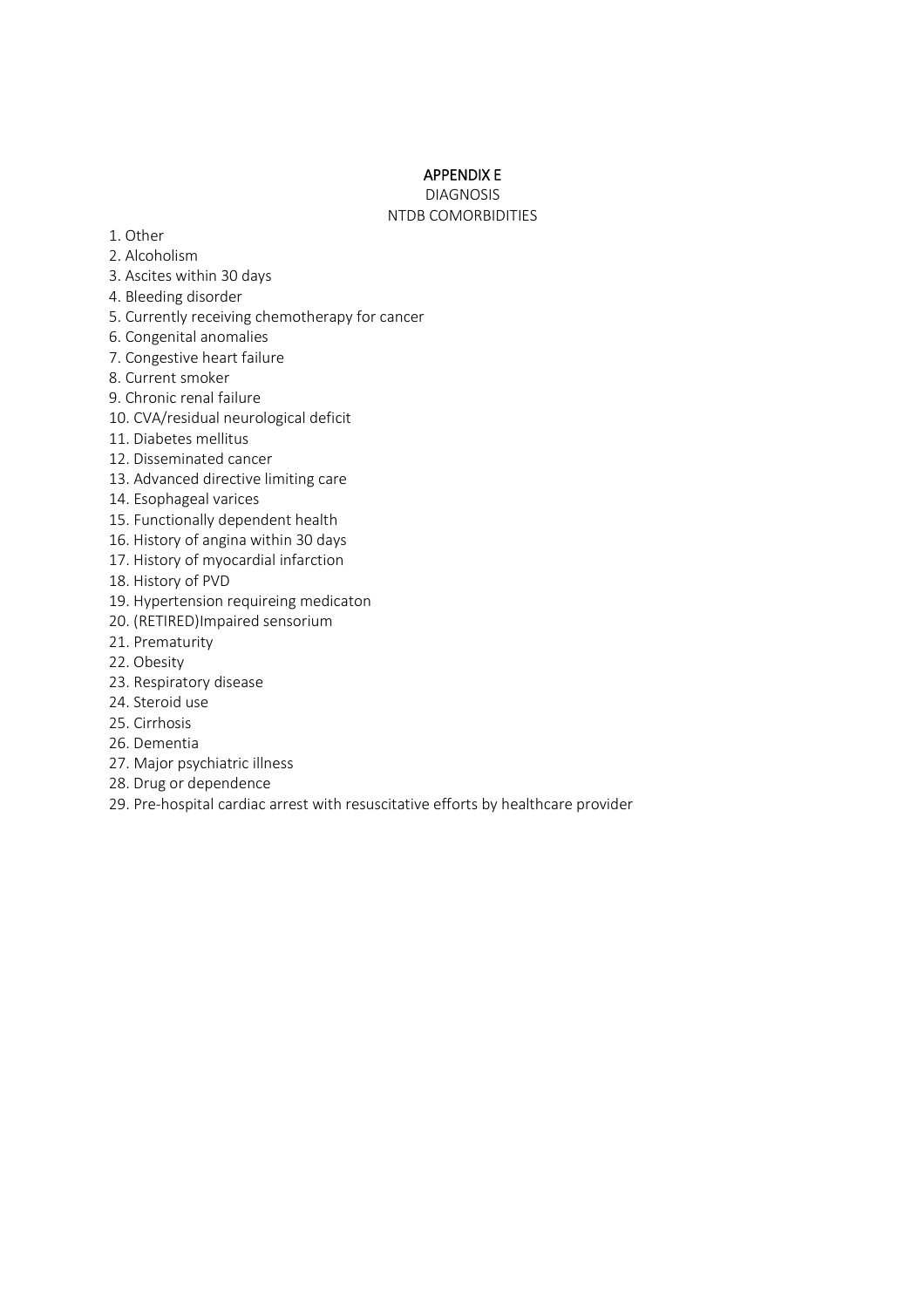# APPENDIX E

DIAGNOSIS

NTDB COMORBIDITIES

1. Other
2. Alcoholism
3. Ascites within 30 days
4. Bleeding disorder
5. Currently receiving chemotherapy for cancer
6. Congenital anomalies
7. Congestive heart failure
8. Current smoker
9. Chronic renal failure
10. CVA/residual neurological deficit
11. Diabetes mellitus
12. Disseminated cancer
13. Advanced directive limiting care
14. Esophageal varices
15. Functionally dependent health
16. History of angina within 30 days
17. History of myocardial infarction
18. History of PVD
19. Hypertension requireing medicaton
20. (RETIRED)Impaired sensorium
21. Prematurity
22. Obesity
23. Respiratory disease
24. Steroid use
25. Cirrhosis
26. Dementia
27. Major psychiatric illness
28. Drug or dependence
29. Pre-hospital cardiac arrest with resuscitative efforts by healthcare provider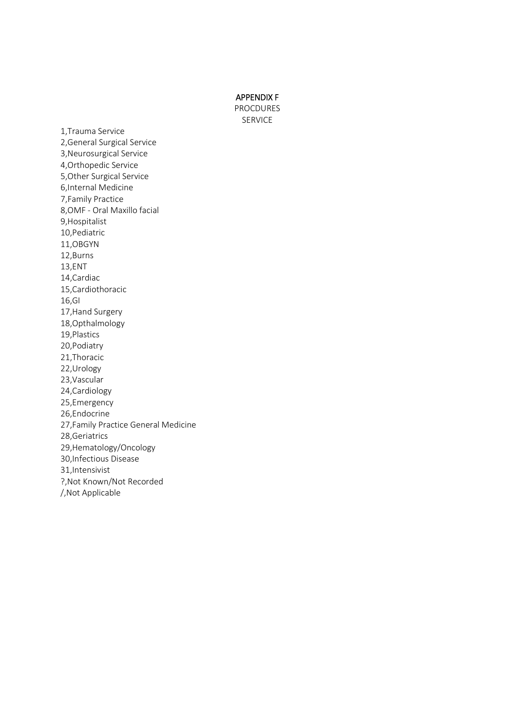# APPENDIX F

PROCDURES

SERVICE

1,Trauma Service
2,General Surgical Service
3,Neurosurgical Service
4,Orthopedic Service
5,Other Surgical Service
6,Internal Medicine
7,Family Practice
8,OMF - Oral Maxillo facial
9,Hospitalist
10,Pediatric
11,OBGYN
12,Burns
13,ENT
14,Cardiac
15,Cardiothoracic
16,GI
17,Hand Surgery
18,Opthalmology
19,Plastics
20,Podiatry
21,Thoracic
22,Urology
23,Vascular
24,Cardiology
25,Emergency
26,Endocrine
27,Family Practice General Medicine
28,Geriatrics
29,Hematology/Oncology
30,Infectious Disease
31,Intensivist
?,Not Known/Not Recorded
/,Not Applicable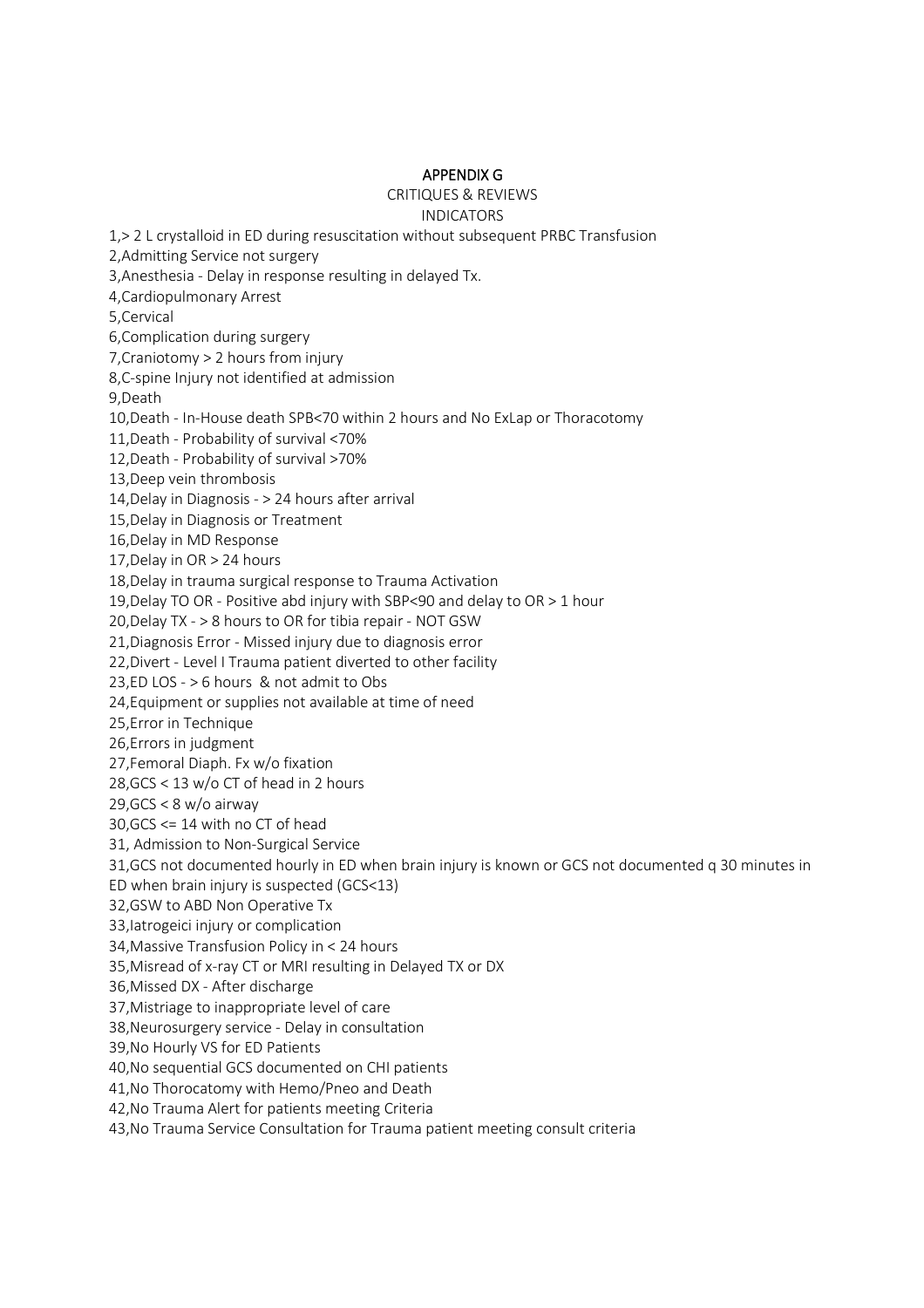# APPENDIX G

CRITIQUES & REVIEWS

INDICATORS

1,> 2 L crystalloid in ED during resuscitation without subsequent PRBC Transfusion

2,Admitting Service not surgery

3,Anesthesia - Delay in response resulting in delayed Tx.

4,Cardiopulmonary Arrest

5,Cervical

6,Complication during surgery

7,Craniotomy > 2 hours from injury

8,C-spine Injury not identified at admission

9,Death

10,Death - In-House death SPB<70 within 2 hours and No ExLap or Thoracotomy

11,Death - Probability of survival <70%

12,Death - Probability of survival >70%

13,Deep vein thrombosis

14,Delay in Diagnosis - > 24 hours after arrival

15,Delay in Diagnosis or Treatment

16,Delay in MD Response

17,Delay in OR > 24 hours

18,Delay in trauma surgical response to Trauma Activation

19,Delay TO OR - Positive abd injury with SBP<90 and delay to OR > 1 hour

20,Delay TX - > 8 hours to OR for tibia repair - NOT GSW

21,Diagnosis Error - Missed injury due to diagnosis error

22,Divert - Level I Trauma patient diverted to other facility

23,ED LOS - > 6 hours & not admit to Obs

24,Equipment or supplies not available at time of need

25,Error in Technique

26,Errors in judgment

27,Femoral Diaph. Fx w/o fixation

28,GCS < 13 w/o CT of head in 2 hours

29,GCS < 8 w/o airway

30,GCS <= 14 with no CT of head

31, Admission to Non-Surgical Service

31,GCS not documented hourly in ED when brain injury is known or GCS not documented q 30 minutes in ED when brain injury is suspected (GCS<13)

32,GSW to ABD Non Operative Tx

33,Iatrogeici injury or complication

34,Massive Transfusion Policy in < 24 hours

35,Misread of x-ray CT or MRI resulting in Delayed TX or DX

36,Missed DX - After discharge

37,Mistriage to inappropriate level of care

38,Neurosurgery service - Delay in consultation

39,No Hourly VS for ED Patients

40,No sequential GCS documented on CHI patients

41,No Thorocatomy with Hemo/Pneo and Death

42,No Trauma Alert for patients meeting Criteria

43,No Trauma Service Consultation for Trauma patient meeting consult criteria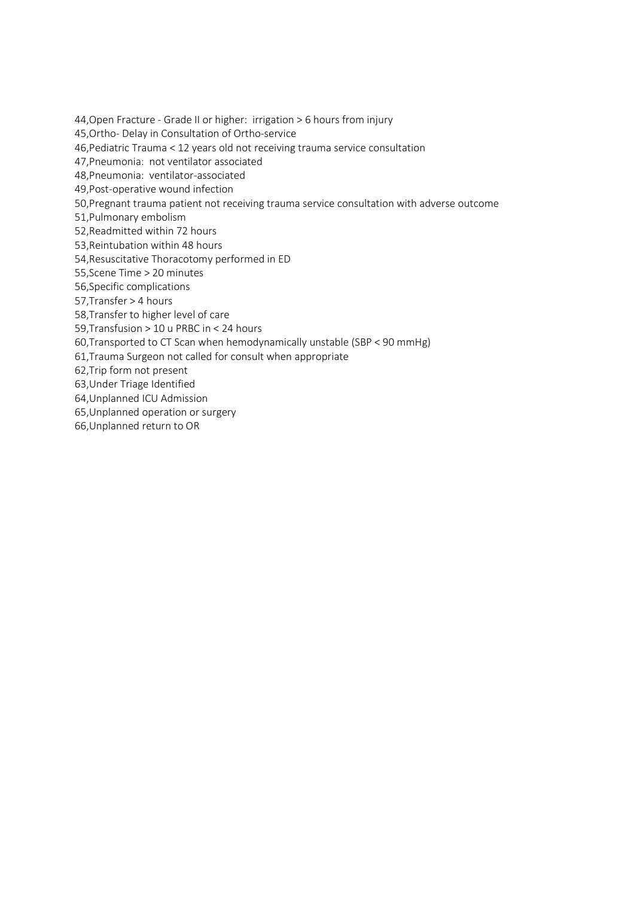44,Open Fracture - Grade II or higher:  irrigation > 6 hours from injury
45,Ortho- Delay in Consultation of Ortho-service
46,Pediatric Trauma < 12 years old not receiving trauma service consultation
47,Pneumonia:  not ventilator associated
48,Pneumonia:  ventilator-associated
49,Post-operative wound infection
50,Pregnant trauma patient not receiving trauma service consultation with adverse outcome
51,Pulmonary embolism
52,Readmitted within 72 hours
53,Reintubation within 48 hours
54,Resuscitative Thoracotomy performed in ED
55,Scene Time > 20 minutes
56,Specific complications
57,Transfer > 4 hours
58,Transfer to higher level of care
59,Transfusion > 10 u PRBC in < 24 hours
60,Transported to CT Scan when hemodynamically unstable (SBP < 90 mmHg)
61,Trauma Surgeon not called for consult when appropriate
62,Trip form not present
63,Under Triage Identified
64,Unplanned ICU Admission
65,Unplanned operation or surgery
66,Unplanned return to OR